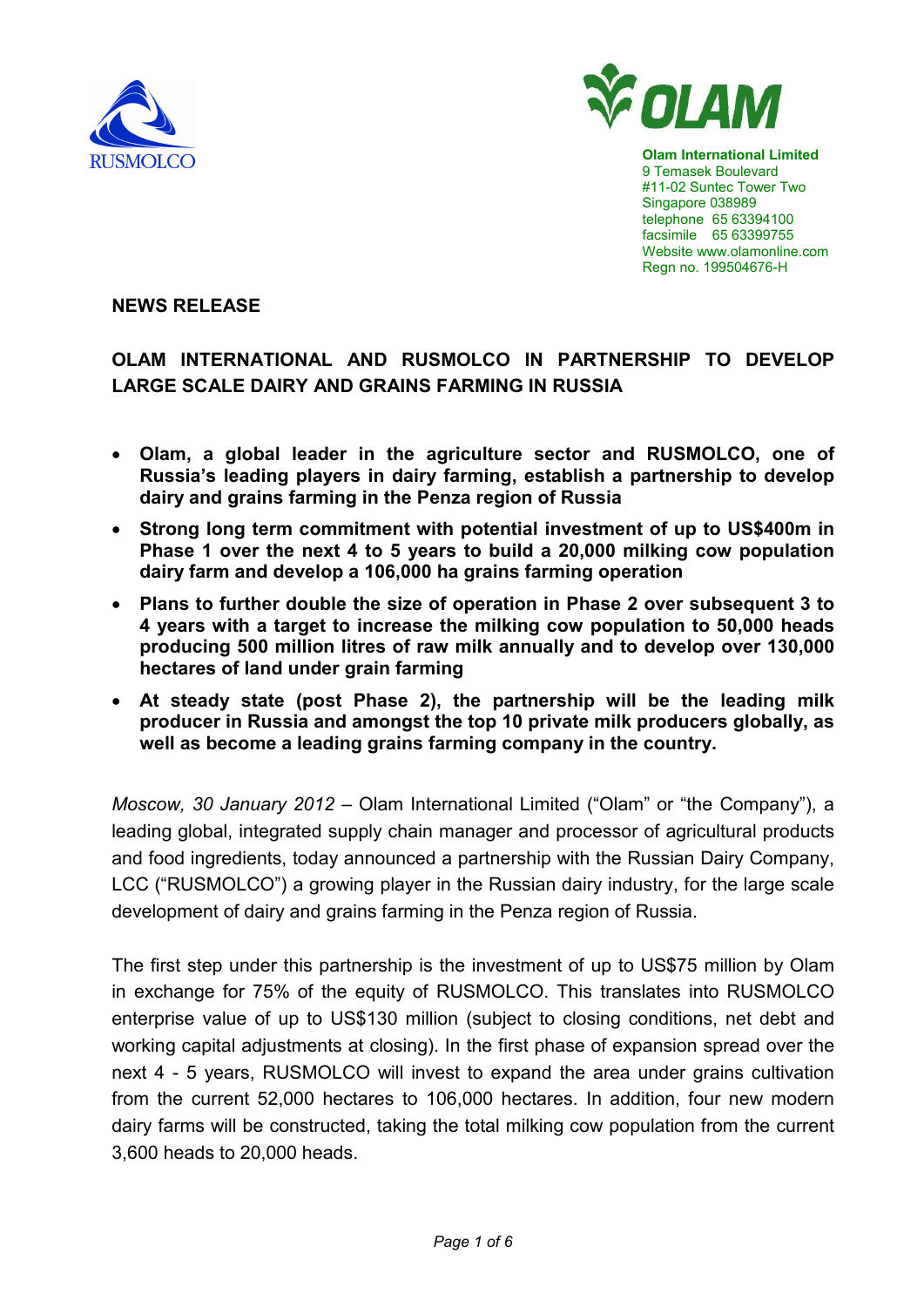RUSMOLCO

OLAM

**Olam International Limited**
9 Temasek Boulevard
#11-02 Suntec Tower Two
Singapore 038989
telephone 65 63394100
facsimile 65 63399755
Website www.olamonline.com
Regn no. 199504676-H

**NEWS RELEASE**

# OLAM INTERNATIONAL AND RUSMOLCO IN PARTNERSHIP TO DEVELOP LARGE SCALE DAIRY AND GRAINS FARMING IN RUSSIA

- **Olam, a global leader in the agriculture sector and RUSMOLCO, one of Russia's leading players in dairy farming, establish a partnership to develop dairy and grains farming in the Penza region of Russia**
- **Strong long term commitment with potential investment of up to US$400m in Phase 1 over the next 4 to 5 years to build a 20,000 milking cow population dairy farm and develop a 106,000 ha grains farming operation**
- **Plans to further double the size of operation in Phase 2 over subsequent 3 to 4 years with a target to increase the milking cow population to 50,000 heads producing 500 million litres of raw milk annually and to develop over 130,000 hectares of land under grain farming**
- **At steady state (post Phase 2), the partnership will be the leading milk producer in Russia and amongst the top 10 private milk producers globally, as well as become a leading grains farming company in the country.**

*Moscow, 30 January 2012* – Olam International Limited ("Olam" or "the Company"), a leading global, integrated supply chain manager and processor of agricultural products and food ingredients, today announced a partnership with the Russian Dairy Company, LCC ("RUSMOLCO") a growing player in the Russian dairy industry, for the large scale development of dairy and grains farming in the Penza region of Russia.

The first step under this partnership is the investment of up to US$75 million by Olam in exchange for 75% of the equity of RUSMOLCO. This translates into RUSMOLCO enterprise value of up to US$130 million (subject to closing conditions, net debt and working capital adjustments at closing). In the first phase of expansion spread over the next 4 - 5 years, RUSMOLCO will invest to expand the area under grains cultivation from the current 52,000 hectares to 106,000 hectares. In addition, four new modern dairy farms will be constructed, taking the total milking cow population from the current 3,600 heads to 20,000 heads.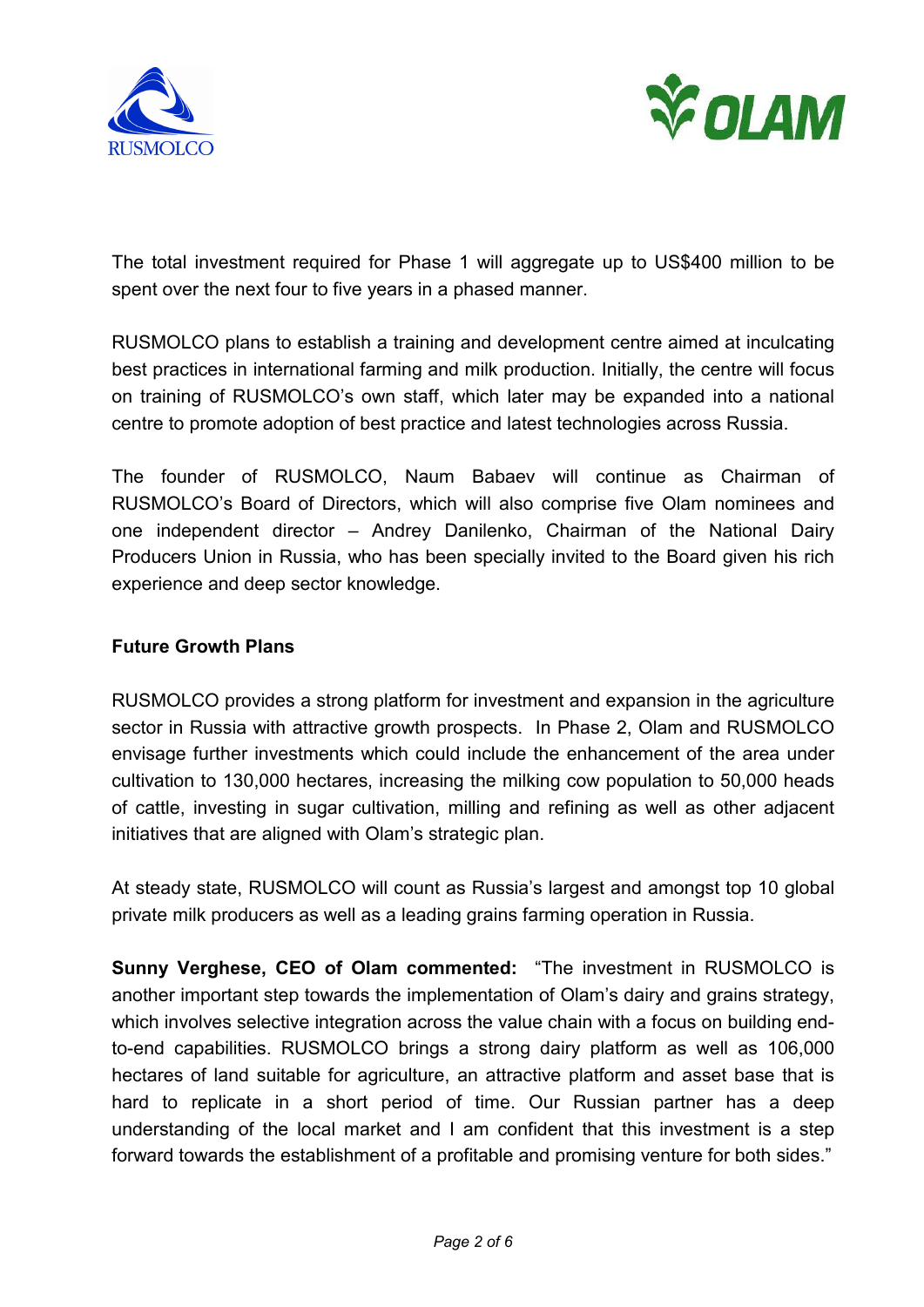The total investment required for Phase 1 will aggregate up to US$400 million to be spent over the next four to five years in a phased manner.

RUSMOLCO plans to establish a training and development centre aimed at inculcating best practices in international farming and milk production. Initially, the centre will focus on training of RUSMOLCO's own staff, which later may be expanded into a national centre to promote adoption of best practice and latest technologies across Russia.

The founder of RUSMOLCO, Naum Babaev will continue as Chairman of RUSMOLCO's Board of Directors, which will also comprise five Olam nominees and one independent director – Andrey Danilenko, Chairman of the National Dairy Producers Union in Russia, who has been specially invited to the Board given his rich experience and deep sector knowledge.

**Future Growth Plans**

RUSMOLCO provides a strong platform for investment and expansion in the agriculture sector in Russia with attractive growth prospects. In Phase 2, Olam and RUSMOLCO envisage further investments which could include the enhancement of the area under cultivation to 130,000 hectares, increasing the milking cow population to 50,000 heads of cattle, investing in sugar cultivation, milling and refining as well as other adjacent initiatives that are aligned with Olam's strategic plan.

At steady state, RUSMOLCO will count as Russia's largest and amongst top 10 global private milk producers as well as a leading grains farming operation in Russia.

**Sunny Verghese, CEO of Olam commented:** "The investment in RUSMOLCO is another important step towards the implementation of Olam's dairy and grains strategy, which involves selective integration across the value chain with a focus on building end-to-end capabilities. RUSMOLCO brings a strong dairy platform as well as 106,000 hectares of land suitable for agriculture, an attractive platform and asset base that is hard to replicate in a short period of time. Our Russian partner has a deep understanding of the local market and I am confident that this investment is a step forward towards the establishment of a profitable and promising venture for both sides."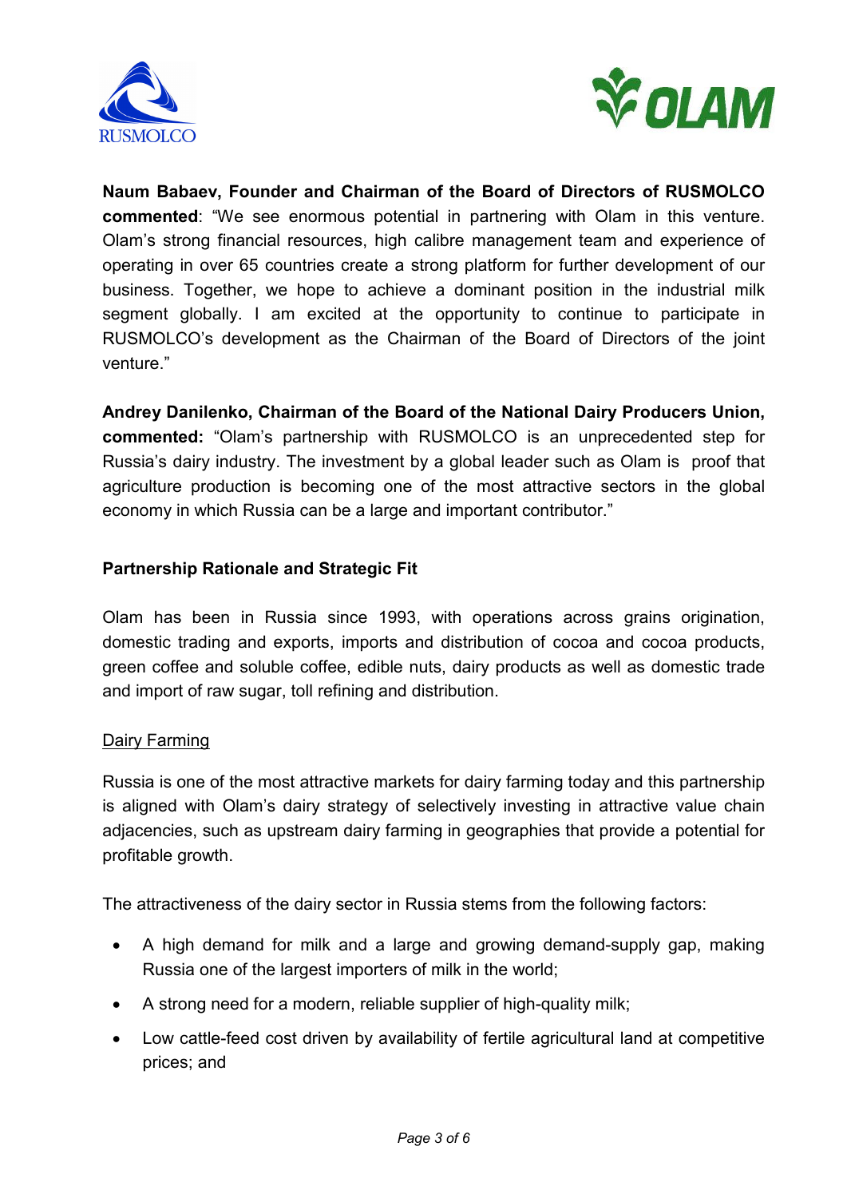**Naum Babaev, Founder and Chairman of the Board of Directors of RUSMOLCO commented**: "We see enormous potential in partnering with Olam in this venture. Olam's strong financial resources, high calibre management team and experience of operating in over 65 countries create a strong platform for further development of our business. Together, we hope to achieve a dominant position in the industrial milk segment globally. I am excited at the opportunity to continue to participate in RUSMOLCO's development as the Chairman of the Board of Directors of the joint venture."

**Andrey Danilenko, Chairman of the Board of the National Dairy Producers Union, commented:** "Olam's partnership with RUSMOLCO is an unprecedented step for Russia's dairy industry. The investment by a global leader such as Olam is proof that agriculture production is becoming one of the most attractive sectors in the global economy in which Russia can be a large and important contributor."

**Partnership Rationale and Strategic Fit**

Olam has been in Russia since 1993, with operations across grains origination, domestic trading and exports, imports and distribution of cocoa and cocoa products, green coffee and soluble coffee, edible nuts, dairy products as well as domestic trade and import of raw sugar, toll refining and distribution.

Dairy Farming

Russia is one of the most attractive markets for dairy farming today and this partnership is aligned with Olam's dairy strategy of selectively investing in attractive value chain adjacencies, such as upstream dairy farming in geographies that provide a potential for profitable growth.

The attractiveness of the dairy sector in Russia stems from the following factors:

- A high demand for milk and a large and growing demand-supply gap, making Russia one of the largest importers of milk in the world;
- A strong need for a modern, reliable supplier of high-quality milk;
- Low cattle-feed cost driven by availability of fertile agricultural land at competitive prices; and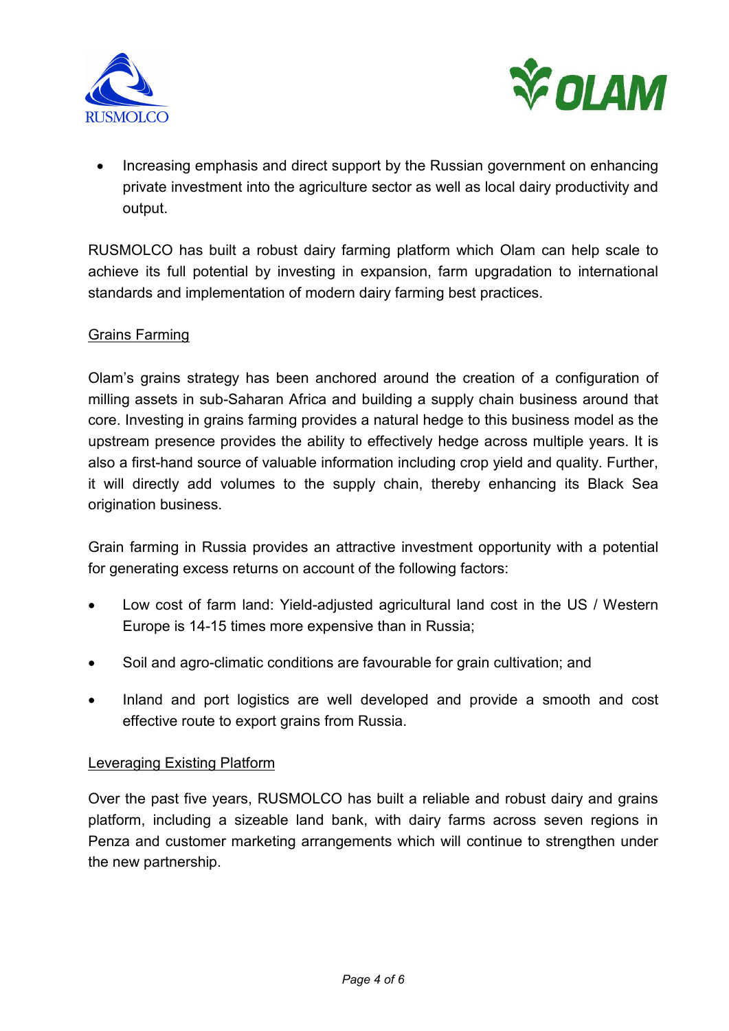- Increasing emphasis and direct support by the Russian government on enhancing private investment into the agriculture sector as well as local dairy productivity and output.

RUSMOLCO has built a robust dairy farming platform which Olam can help scale to achieve its full potential by investing in expansion, farm upgradation to international standards and implementation of modern dairy farming best practices.

<u>Grains Farming</u>

Olam's grains strategy has been anchored around the creation of a configuration of milling assets in sub-Saharan Africa and building a supply chain business around that core. Investing in grains farming provides a natural hedge to this business model as the upstream presence provides the ability to effectively hedge across multiple years. It is also a first-hand source of valuable information including crop yield and quality. Further, it will directly add volumes to the supply chain, thereby enhancing its Black Sea origination business.

Grain farming in Russia provides an attractive investment opportunity with a potential for generating excess returns on account of the following factors:

- Low cost of farm land: Yield-adjusted agricultural land cost in the US / Western Europe is 14-15 times more expensive than in Russia;
- Soil and agro-climatic conditions are favourable for grain cultivation; and
- Inland and port logistics are well developed and provide a smooth and cost effective route to export grains from Russia.

<u>Leveraging Existing Platform</u>

Over the past five years, RUSMOLCO has built a reliable and robust dairy and grains platform, including a sizeable land bank, with dairy farms across seven regions in Penza and customer marketing arrangements which will continue to strengthen under the new partnership.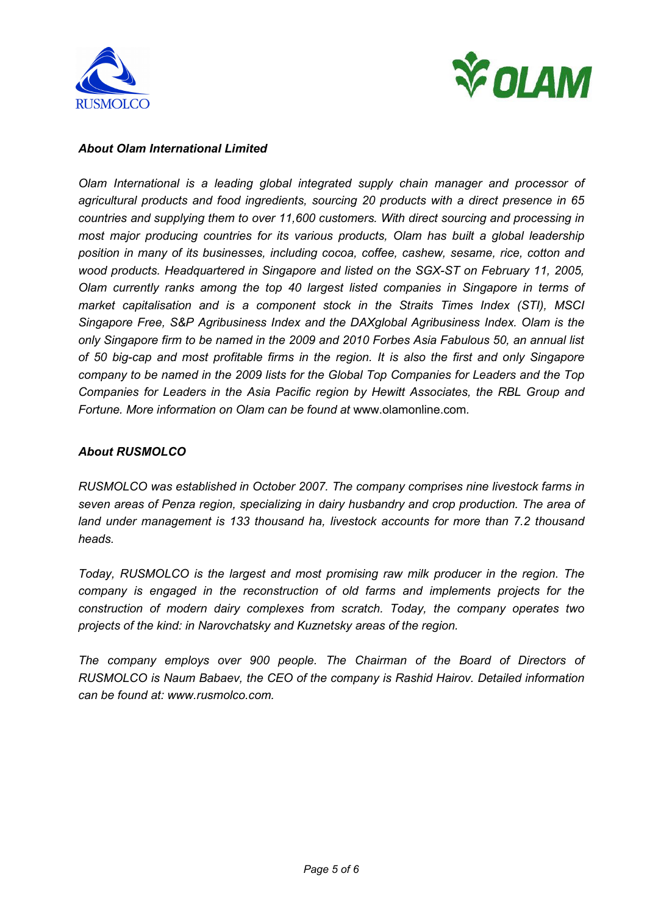### *About Olam International Limited*

*Olam International is a leading global integrated supply chain manager and processor of agricultural products and food ingredients, sourcing 20 products with a direct presence in 65 countries and supplying them to over 11,600 customers. With direct sourcing and processing in most major producing countries for its various products, Olam has built a global leadership position in many of its businesses, including cocoa, coffee, cashew, sesame, rice, cotton and wood products. Headquartered in Singapore and listed on the SGX-ST on February 11, 2005, Olam currently ranks among the top 40 largest listed companies in Singapore in terms of market capitalisation and is a component stock in the Straits Times Index (STI), MSCI Singapore Free, S&P Agribusiness Index and the DAXglobal Agribusiness Index. Olam is the only Singapore firm to be named in the 2009 and 2010 Forbes Asia Fabulous 50, an annual list of 50 big-cap and most profitable firms in the region. It is also the first and only Singapore company to be named in the 2009 lists for the Global Top Companies for Leaders and the Top Companies for Leaders in the Asia Pacific region by Hewitt Associates, the RBL Group and Fortune. More information on Olam can be found at* www.olamonline.com*.*

### *About RUSMOLCO*

*RUSMOLCO was established in October 2007. The company comprises nine livestock farms in seven areas of Penza region, specializing in dairy husbandry and crop production. The area of land under management is 133 thousand ha, livestock accounts for more than 7.2 thousand heads.*

*Today, RUSMOLCO is the largest and most promising raw milk producer in the region. The company is engaged in the reconstruction of old farms and implements projects for the construction of modern dairy complexes from scratch. Today, the company operates two projects of the kind: in Narovchatsky and Kuznetsky areas of the region.*

*The company employs over 900 people. The Chairman of the Board of Directors of RUSMOLCO is Naum Babaev, the CEO of the company is Rashid Hairov. Detailed information can be found at: www.rusmolco.com.*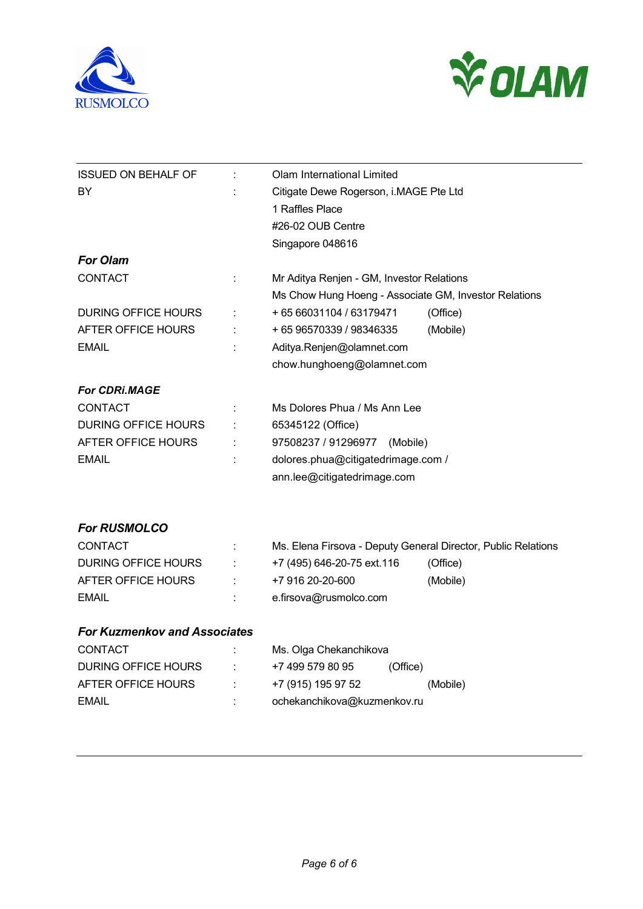RUSMOLCO

OLAM

| | | |
|---|---|---|
| ISSUED ON BEHALF OF | : | Olam International Limited |
| BY | : | Citigate Dewe Rogerson, i.MAGE Pte Ltd<br>1 Raffles Place<br>#26-02 OUB Centre<br>Singapore 048616 |

***For Olam***

| | | |
|---|---|---|
| CONTACT | : | Mr Aditya Renjen - GM, Investor Relations<br>Ms Chow Hung Hoeng - Associate GM, Investor Relations |
| DURING OFFICE HOURS | : | + 65 66031104 / 63179471 (Office) |
| AFTER OFFICE HOURS | : | + 65 96570339 / 98346335 (Mobile) |
| EMAIL | : | Aditya.Renjen@olamnet.com<br>chow.hunghoeng@olamnet.com |

***For CDRi.MAGE***

| | | |
|---|---|---|
| CONTACT | : | Ms Dolores Phua / Ms Ann Lee |
| DURING OFFICE HOURS | : | 65345122 (Office) |
| AFTER OFFICE HOURS | : | 97508237 / 91296977 (Mobile) |
| EMAIL | : | dolores.phua@citigatedrimage.com /<br>ann.lee@citigatedrimage.com |

***For RUSMOLCO***

| | | |
|---|---|---|
| CONTACT | : | Ms. Elena Firsova - Deputy General Director, Public Relations |
| DURING OFFICE HOURS | : | +7 (495) 646-20-75 ext.116 (Office) |
| AFTER OFFICE HOURS | : | +7 916 20-20-600 (Mobile) |
| EMAIL | : | e.firsova@rusmolco.com |

***For Kuzmenkov and Associates***

| | | |
|---|---|---|
| CONTACT | : | Ms. Olga Chekanchikova |
| DURING OFFICE HOURS | : | +7 499 579 80 95 (Office) |
| AFTER OFFICE HOURS | : | +7 (915) 195 97 52 (Mobile) |
| EMAIL | : | ochekanchikova@kuzmenkov.ru |